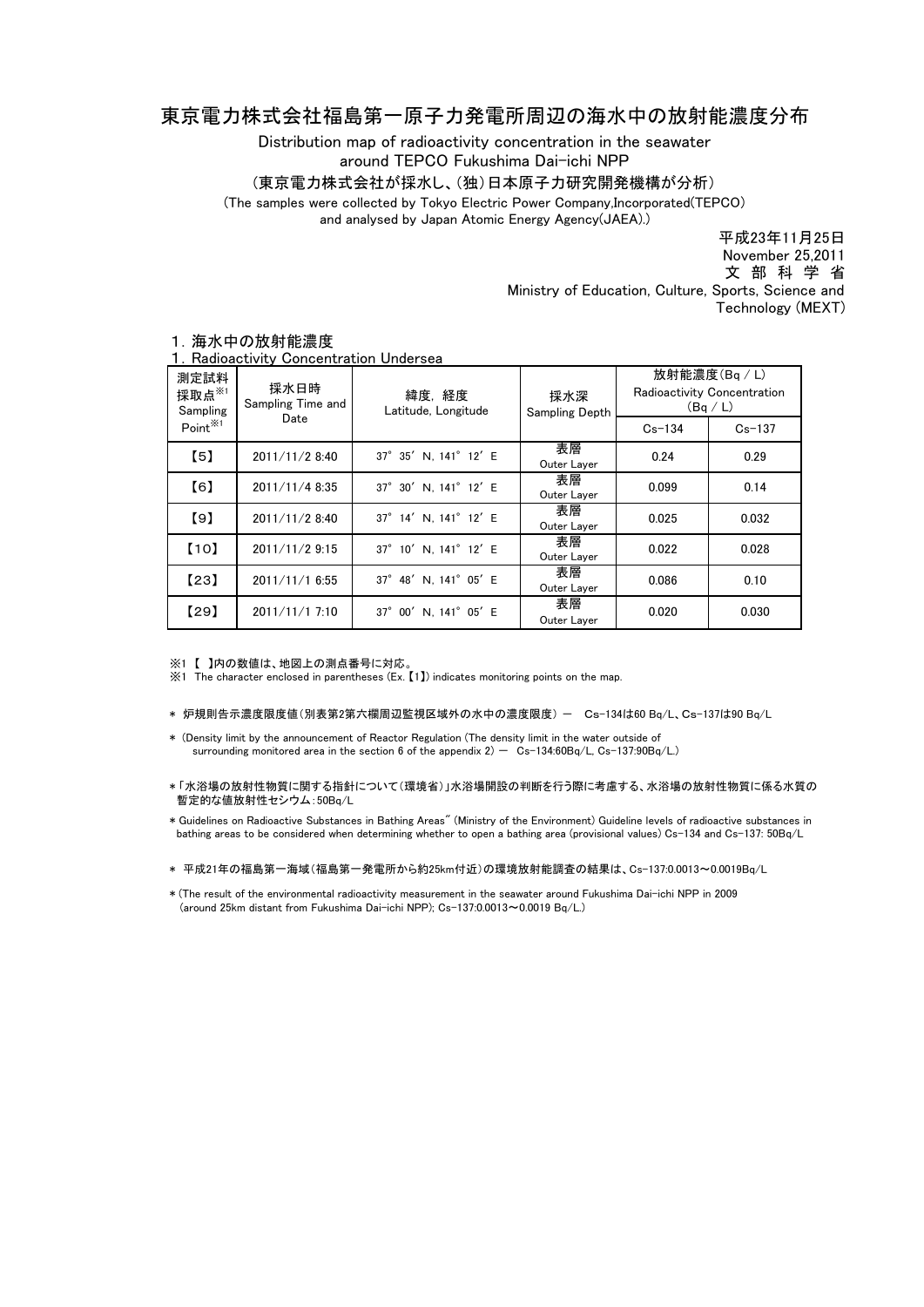# 東京電力株式会社福島第一原子力発電所周辺の海水中の放射能濃度分布

Distribution map of radioactivity concentration in the seawater around TEPCO Fukushima Dai-ichi NPP

（東京電力株式会社が採水し、(独)日本原子力研究開発機構が分析）

(The samples were collected by Tokyo Electric Power Company,Incorporated(TEPCO) and analysed by Japan Atomic Energy Agency(JAEA).)

平成23年11月25日
November 25,2011
文 部 科 学 省
Ministry of Education, Culture, Sports, Science and Technology (MEXT)

## １. 海水中の放射能濃度
## 1. Radioactivity Concentration Undersea

| 測定試料採取点※1 Sampling Point※1 | 採水日時 Sampling Time and Date | 緯度, 経度 Latitude, Longitude | 採水深 Sampling Depth | 放射能濃度(Bq / L) Radioactivity Concentration (Bq / L) | |
|---|---|---|---|---|---|
| | | | | Cs-134 | Cs-137 |
| 【5】 | 2011/11/2 8:40 | 37° 35′ N, 141° 12′ E | 表層 Outer Layer | 0.24 | 0.29 |
| 【6】 | 2011/11/4 8:35 | 37° 30′ N, 141° 12′ E | 表層 Outer Layer | 0.099 | 0.14 |
| 【9】 | 2011/11/2 8:40 | 37° 14′ N, 141° 12′ E | 表層 Outer Layer | 0.025 | 0.032 |
| 【10】 | 2011/11/2 9:15 | 37° 10′ N, 141° 12′ E | 表層 Outer Layer | 0.022 | 0.028 |
| 【23】 | 2011/11/1 6:55 | 37° 48′ N, 141° 05′ E | 表層 Outer Layer | 0.086 | 0.10 |
| 【29】 | 2011/11/1 7:10 | 37° 00′ N, 141° 05′ E | 表層 Outer Layer | 0.020 | 0.030 |

※1 【 】内の数値は、地図上の測点番号に対応。
※1 The character enclosed in parentheses (Ex.【1】) indicates monitoring points on the map.

＊ 炉規則告示濃度限度値（別表第2第六欄周辺監視区域外の水中の濃度限度） ー Cs-134は60 Bq/L、Cs-137は90 Bq/L

＊ (Density limit by the announcement of Reactor Regulation (The density limit in the water outside of surrounding monitored area in the section 6 of the appendix 2) ー Cs-134:60Bq/L, Cs-137:90Bq/L.)

＊「水浴場の放射性物質に関する指針について（環境省）」水浴場開設の判断を行う際に考慮する、水浴場の放射性物質に係る水質の暫定的な値放射性セシウム：50Bq/L

＊ Guidelines on Radioactive Substances in Bathing Areas" (Ministry of the Environment) Guideline levels of radioactive substances in bathing areas to be considered when determining whether to open a bathing area (provisional values) Cs-134 and Cs-137: 50Bq/L

＊ 平成21年の福島第一海域（福島第一発電所から約25km付近）の環境放射能調査の結果は、Cs-137:0.0013～0.0019Bq/L

＊(The result of the environmental radioactivity measurement in the seawater around Fukushima Dai-ichi NPP in 2009 (around 25km distant from Fukushima Dai-ichi NPP); Cs-137:0.0013～0.0019 Bq/L.)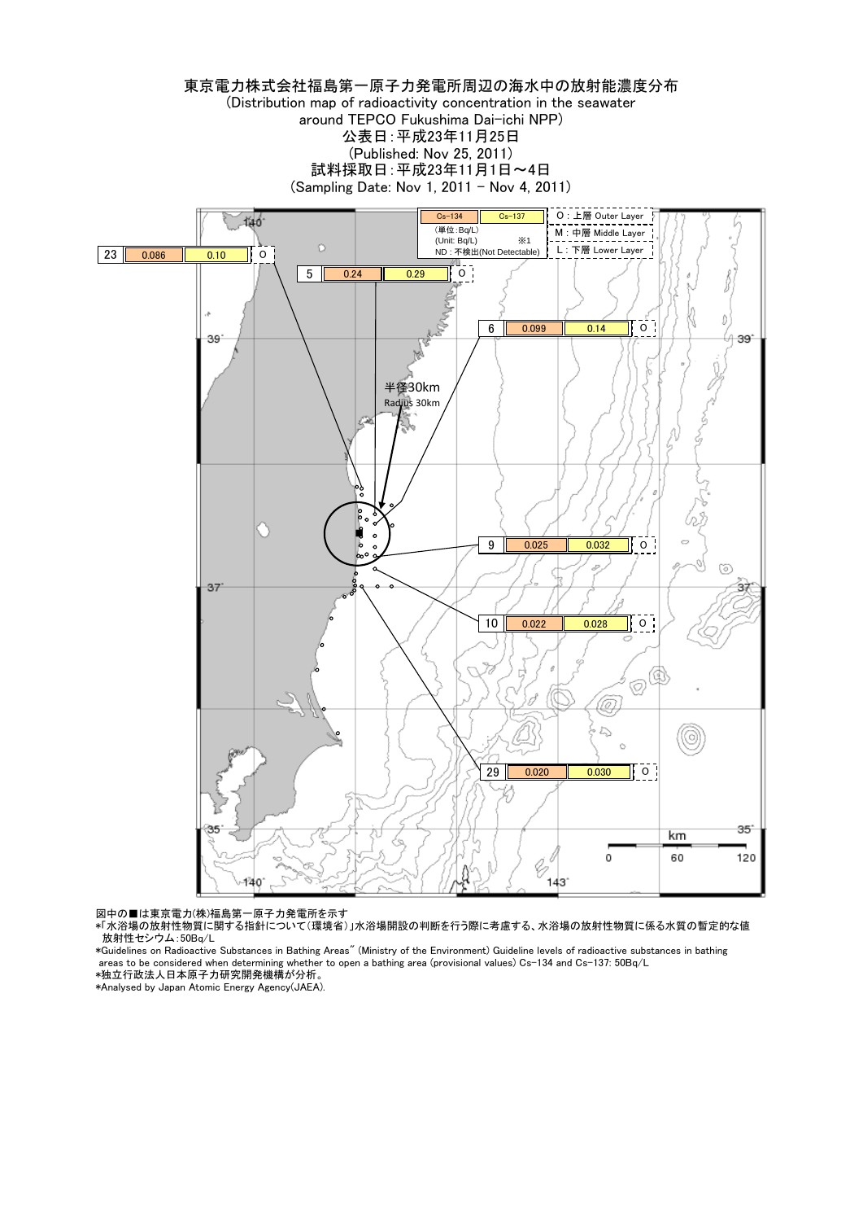# 東京電力株式会社福島第一原子力発電所周辺の海水中の放射能濃度分布

(Distribution map of radioactivity concentration in the seawater around TEPCO Fukushima Dai-ichi NPP)

公表日：平成23年11月25日
(Published: Nov 25, 2011)

試料採取日：平成23年11月1日～4日
(Sampling Date: Nov 1, 2011 - Nov 4, 2011)

Cs-134 Cs-137
(単位：Bq/L)
(Unit: Bq/L) ※1
ND：不検出(Not Detectable)

O：上層 Outer Layer
M：中層 Middle Layer
L：下層 Lower Layer

23 0.086 0.10 O
5 0.24 0.29 O
6 0.099 0.14 O
9 0.025 0.032 O
10 0.022 0.028 O
29 0.020 0.030 O

半径30km
Radius 30km

140° 143° 39° 37° 35°
km 0 60 120

図中の■は東京電力(株)福島第一原子力発電所を示す

*「水浴場の放射性物質に関する指針について(環境省)」水浴場開設の判断を行う際に考慮する、水浴場の放射性物質に係る水質の暫定的な値 放射性セシウム：50Bq/L

*Guidelines on Radioactive Substances in Bathing Areas" (Ministry of the Environment) Guideline levels of radioactive substances in bathing areas to be considered when determining whether to open a bathing area (provisional values) Cs-134 and Cs-137: 50Bq/L

*独立行政法人日本原子力研究開発機構が分析。

*Analysed by Japan Atomic Energy Agency(JAEA).